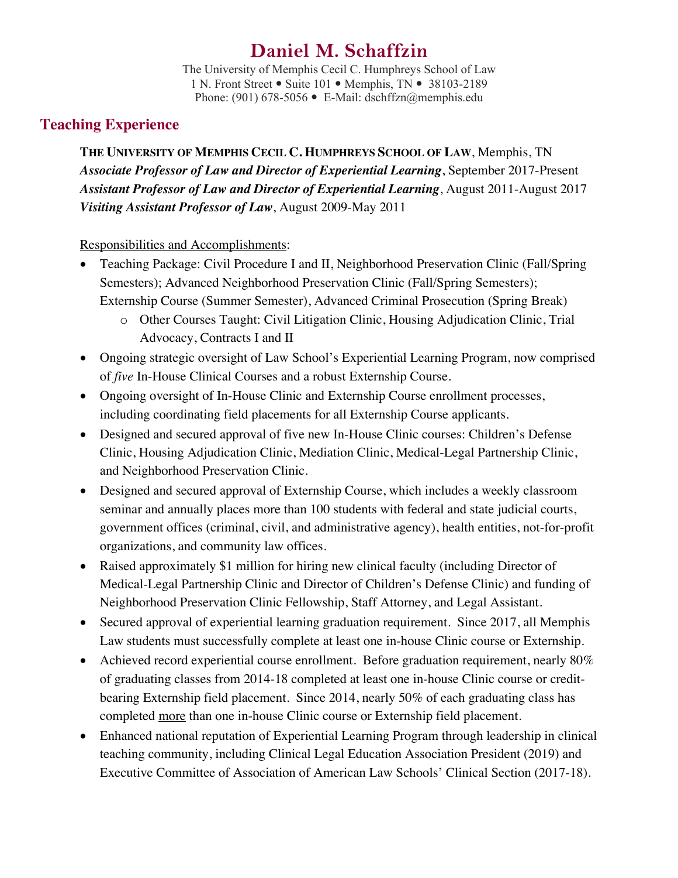# Daniel M. Schaffzin

The University of Memphis Cecil C. Humphreys School of Law
1 N. Front Street • Suite 101 • Memphis, TN • 38103-2189
Phone: (901) 678-5056 • E-Mail: dschffzn@memphis.edu

## Teaching Experience

**THE UNIVERSITY OF MEMPHIS CECIL C. HUMPHREYS SCHOOL OF LAW**, Memphis, TN
***Associate Professor of Law and Director of Experiential Learning***, September 2017-Present
***Assistant Professor of Law and Director of Experiential Learning***, August 2011-August 2017
***Visiting Assistant Professor of Law***, August 2009-May 2011

Responsibilities and Accomplishments:

- Teaching Package: Civil Procedure I and II, Neighborhood Preservation Clinic (Fall/Spring Semesters); Advanced Neighborhood Preservation Clinic (Fall/Spring Semesters); Externship Course (Summer Semester), Advanced Criminal Prosecution (Spring Break)
  - Other Courses Taught: Civil Litigation Clinic, Housing Adjudication Clinic, Trial Advocacy, Contracts I and II
- Ongoing strategic oversight of Law School's Experiential Learning Program, now comprised of *five* In-House Clinical Courses and a robust Externship Course.
- Ongoing oversight of In-House Clinic and Externship Course enrollment processes, including coordinating field placements for all Externship Course applicants.
- Designed and secured approval of five new In-House Clinic courses: Children's Defense Clinic, Housing Adjudication Clinic, Mediation Clinic, Medical-Legal Partnership Clinic, and Neighborhood Preservation Clinic.
- Designed and secured approval of Externship Course, which includes a weekly classroom seminar and annually places more than 100 students with federal and state judicial courts, government offices (criminal, civil, and administrative agency), health entities, not-for-profit organizations, and community law offices.
- Raised approximately $1 million for hiring new clinical faculty (including Director of Medical-Legal Partnership Clinic and Director of Children's Defense Clinic) and funding of Neighborhood Preservation Clinic Fellowship, Staff Attorney, and Legal Assistant.
- Secured approval of experiential learning graduation requirement. Since 2017, all Memphis Law students must successfully complete at least one in-house Clinic course or Externship.
- Achieved record experiential course enrollment. Before graduation requirement, nearly 80% of graduating classes from 2014-18 completed at least one in-house Clinic course or credit-bearing Externship field placement. Since 2014, nearly 50% of each graduating class has completed <u>more</u> than one in-house Clinic course or Externship field placement.
- Enhanced national reputation of Experiential Learning Program through leadership in clinical teaching community, including Clinical Legal Education Association President (2019) and Executive Committee of Association of American Law Schools' Clinical Section (2017-18).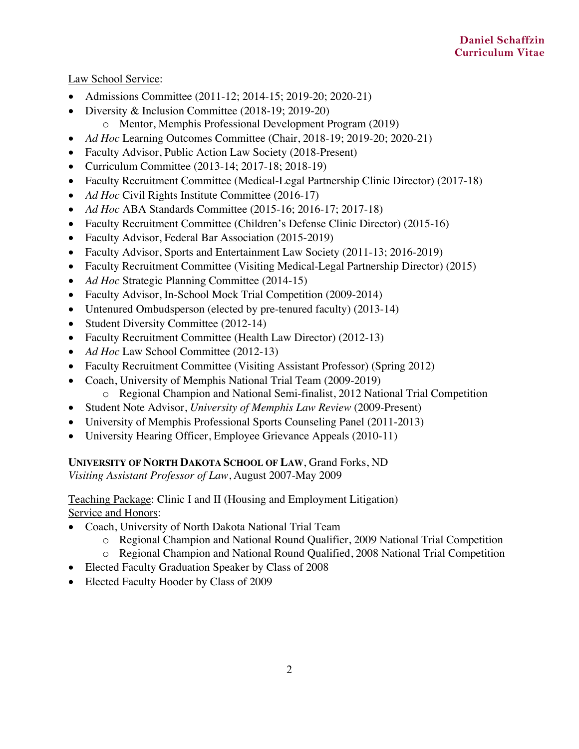<u>Law School Service</u>:

- Admissions Committee (2011-12; 2014-15; 2019-20; 2020-21)
- Diversity & Inclusion Committee (2018-19; 2019-20)
  - Mentor, Memphis Professional Development Program (2019)
- *Ad Hoc* Learning Outcomes Committee (Chair, 2018-19; 2019-20; 2020-21)
- Faculty Advisor, Public Action Law Society (2018-Present)
- Curriculum Committee (2013-14; 2017-18; 2018-19)
- Faculty Recruitment Committee (Medical-Legal Partnership Clinic Director) (2017-18)
- *Ad Hoc* Civil Rights Institute Committee (2016-17)
- *Ad Hoc* ABA Standards Committee (2015-16; 2016-17; 2017-18)
- Faculty Recruitment Committee (Children's Defense Clinic Director) (2015-16)
- Faculty Advisor, Federal Bar Association (2015-2019)
- Faculty Advisor, Sports and Entertainment Law Society (2011-13; 2016-2019)
- Faculty Recruitment Committee (Visiting Medical-Legal Partnership Director) (2015)
- *Ad Hoc* Strategic Planning Committee (2014-15)
- Faculty Advisor, In-School Mock Trial Competition (2009-2014)
- Untenured Ombudsperson (elected by pre-tenured faculty) (2013-14)
- Student Diversity Committee (2012-14)
- Faculty Recruitment Committee (Health Law Director) (2012-13)
- *Ad Hoc* Law School Committee (2012-13)
- Faculty Recruitment Committee (Visiting Assistant Professor) (Spring 2012)
- Coach, University of Memphis National Trial Team (2009-2019)
  - Regional Champion and National Semi-finalist, 2012 National Trial Competition
- Student Note Advisor, *University of Memphis Law Review* (2009-Present)
- University of Memphis Professional Sports Counseling Panel (2011-2013)
- University Hearing Officer, Employee Grievance Appeals (2010-11)

**UNIVERSITY OF NORTH DAKOTA SCHOOL OF LAW**, Grand Forks, ND
*Visiting Assistant Professor of Law*, August 2007-May 2009

<u>Teaching Package</u>: Clinic I and II (Housing and Employment Litigation)
<u>Service and Honors</u>:

- Coach, University of North Dakota National Trial Team
  - Regional Champion and National Round Qualifier, 2009 National Trial Competition
  - Regional Champion and National Round Qualified, 2008 National Trial Competition
- Elected Faculty Graduation Speaker by Class of 2008
- Elected Faculty Hooder by Class of 2009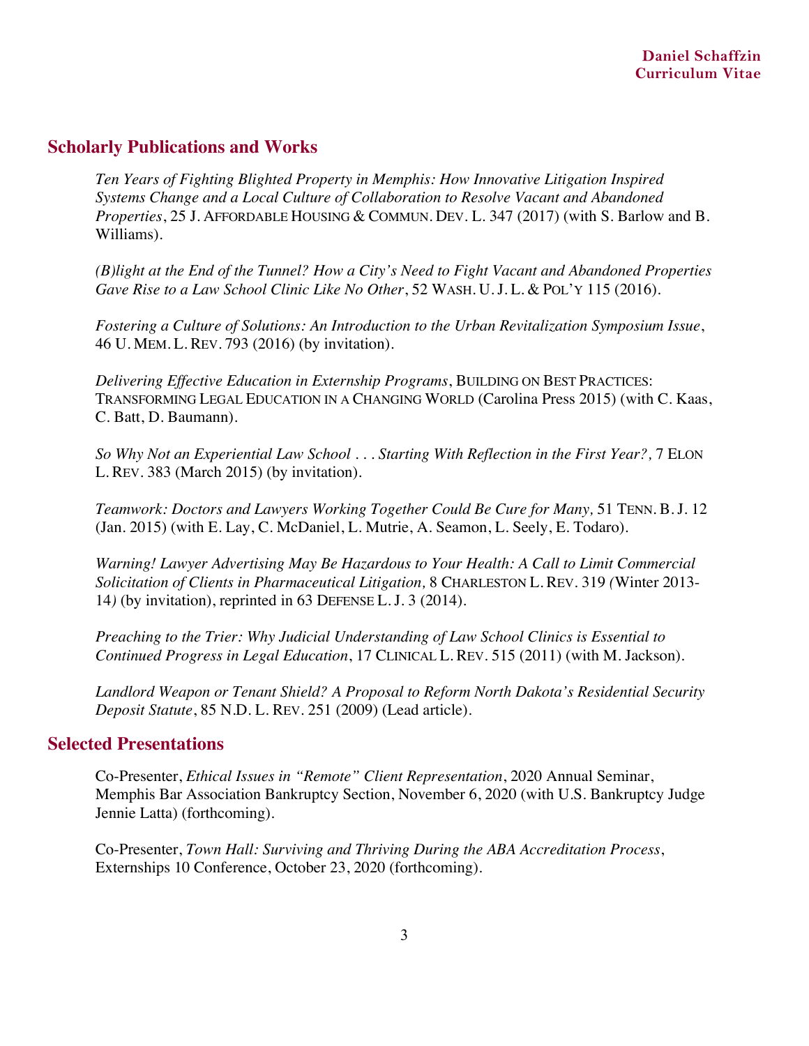## Scholarly Publications and Works

*Ten Years of Fighting Blighted Property in Memphis: How Innovative Litigation Inspired Systems Change and a Local Culture of Collaboration to Resolve Vacant and Abandoned Properties*, 25 J. AFFORDABLE HOUSING & COMMUN. DEV. L. 347 (2017) (with S. Barlow and B. Williams).

*(B)light at the End of the Tunnel? How a City's Need to Fight Vacant and Abandoned Properties Gave Rise to a Law School Clinic Like No Other*, 52 WASH. U. J. L. & POL'Y 115 (2016).

*Fostering a Culture of Solutions: An Introduction to the Urban Revitalization Symposium Issue*, 46 U. MEM. L. REV. 793 (2016) (by invitation).

*Delivering Effective Education in Externship Programs*, BUILDING ON BEST PRACTICES: TRANSFORMING LEGAL EDUCATION IN A CHANGING WORLD (Carolina Press 2015) (with C. Kaas, C. Batt, D. Baumann).

*So Why Not an Experiential Law School . . . Starting With Reflection in the First Year?,* 7 ELON L. REV. 383 (March 2015) (by invitation).

*Teamwork: Doctors and Lawyers Working Together Could Be Cure for Many,* 51 TENN. B. J. 12 (Jan. 2015) (with E. Lay, C. McDaniel, L. Mutrie, A. Seamon, L. Seely, E. Todaro).

*Warning! Lawyer Advertising May Be Hazardous to Your Health: A Call to Limit Commercial Solicitation of Clients in Pharmaceutical Litigation,* 8 CHARLESTON L. REV. 319 (Winter 2013-14) (by invitation), reprinted in 63 DEFENSE L. J. 3 (2014).

*Preaching to the Trier: Why Judicial Understanding of Law School Clinics is Essential to Continued Progress in Legal Education*, 17 CLINICAL L. REV. 515 (2011) (with M. Jackson).

*Landlord Weapon or Tenant Shield? A Proposal to Reform North Dakota's Residential Security Deposit Statute*, 85 N.D. L. REV. 251 (2009) (Lead article).

## Selected Presentations

Co-Presenter, *Ethical Issues in "Remote" Client Representation*, 2020 Annual Seminar, Memphis Bar Association Bankruptcy Section, November 6, 2020 (with U.S. Bankruptcy Judge Jennie Latta) (forthcoming).

Co-Presenter, *Town Hall: Surviving and Thriving During the ABA Accreditation Process*, Externships 10 Conference, October 23, 2020 (forthcoming).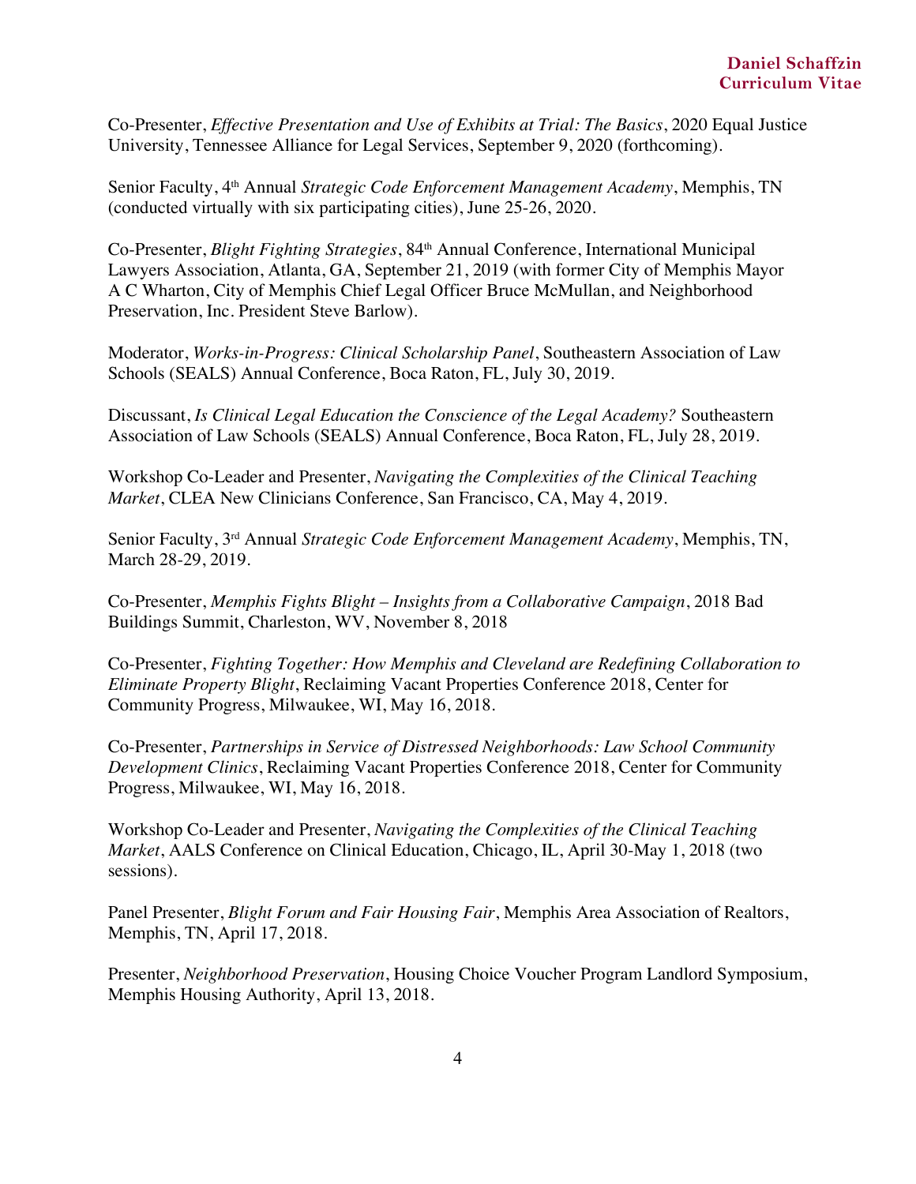Co-Presenter, *Effective Presentation and Use of Exhibits at Trial: The Basics*, 2020 Equal Justice University, Tennessee Alliance for Legal Services, September 9, 2020 (forthcoming).

Senior Faculty, 4th Annual *Strategic Code Enforcement Management Academy*, Memphis, TN (conducted virtually with six participating cities), June 25-26, 2020.

Co-Presenter, *Blight Fighting Strategies*, 84th Annual Conference, International Municipal Lawyers Association, Atlanta, GA, September 21, 2019 (with former City of Memphis Mayor A C Wharton, City of Memphis Chief Legal Officer Bruce McMullan, and Neighborhood Preservation, Inc. President Steve Barlow).

Moderator, *Works-in-Progress: Clinical Scholarship Panel*, Southeastern Association of Law Schools (SEALS) Annual Conference, Boca Raton, FL, July 30, 2019.

Discussant, *Is Clinical Legal Education the Conscience of the Legal Academy?* Southeastern Association of Law Schools (SEALS) Annual Conference, Boca Raton, FL, July 28, 2019.

Workshop Co-Leader and Presenter, *Navigating the Complexities of the Clinical Teaching Market*, CLEA New Clinicians Conference, San Francisco, CA, May 4, 2019.

Senior Faculty, 3rd Annual *Strategic Code Enforcement Management Academy*, Memphis, TN, March 28-29, 2019.

Co-Presenter, *Memphis Fights Blight – Insights from a Collaborative Campaign*, 2018 Bad Buildings Summit, Charleston, WV, November 8, 2018

Co-Presenter, *Fighting Together: How Memphis and Cleveland are Redefining Collaboration to Eliminate Property Blight*, Reclaiming Vacant Properties Conference 2018, Center for Community Progress, Milwaukee, WI, May 16, 2018.

Co-Presenter, *Partnerships in Service of Distressed Neighborhoods: Law School Community Development Clinics*, Reclaiming Vacant Properties Conference 2018, Center for Community Progress, Milwaukee, WI, May 16, 2018.

Workshop Co-Leader and Presenter, *Navigating the Complexities of the Clinical Teaching Market*, AALS Conference on Clinical Education, Chicago, IL, April 30-May 1, 2018 (two sessions).

Panel Presenter, *Blight Forum and Fair Housing Fair*, Memphis Area Association of Realtors, Memphis, TN, April 17, 2018.

Presenter, *Neighborhood Preservation*, Housing Choice Voucher Program Landlord Symposium, Memphis Housing Authority, April 13, 2018.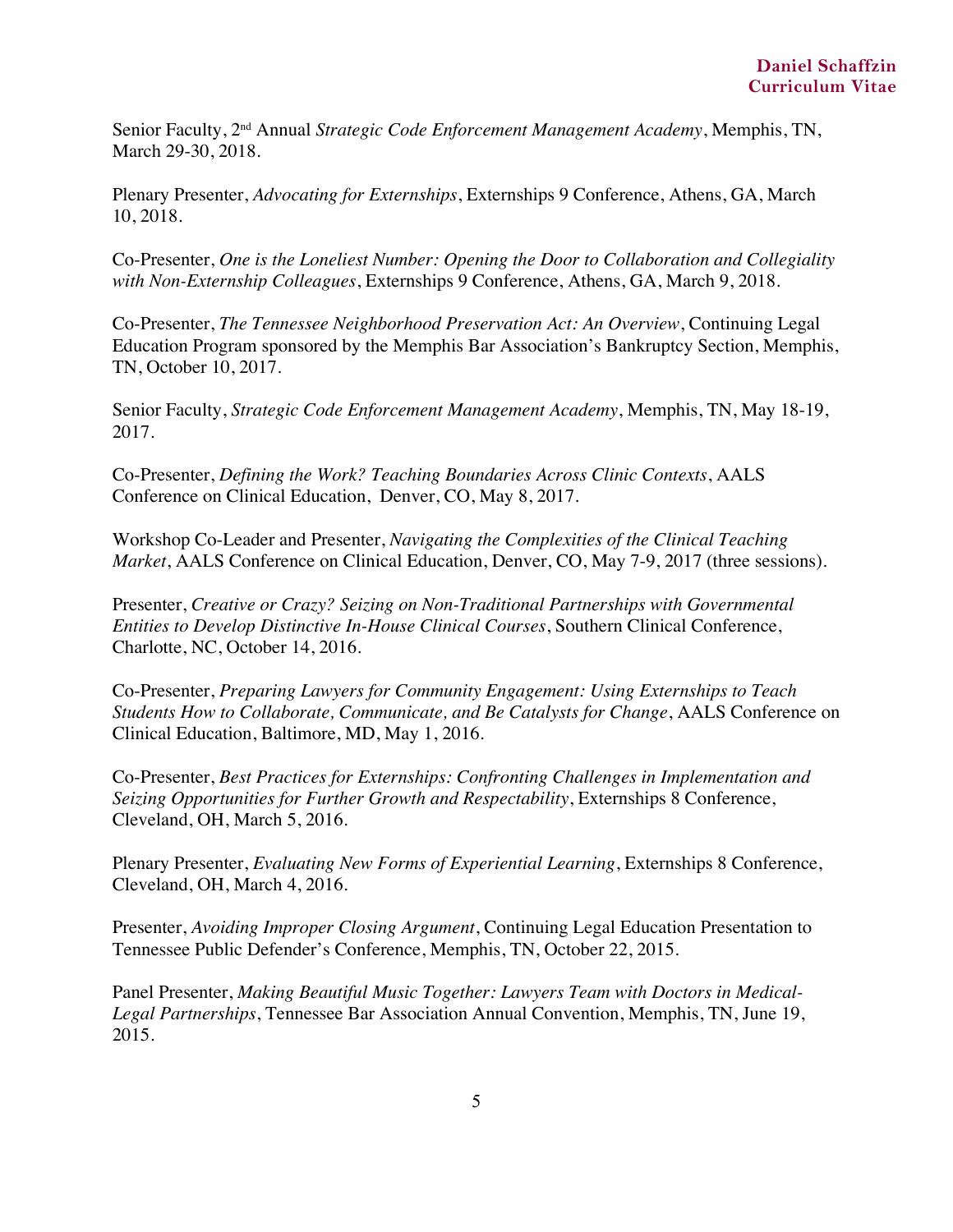Senior Faculty, 2nd Annual *Strategic Code Enforcement Management Academy*, Memphis, TN, March 29-30, 2018.

Plenary Presenter, *Advocating for Externships*, Externships 9 Conference, Athens, GA, March 10, 2018.

Co-Presenter, *One is the Loneliest Number: Opening the Door to Collaboration and Collegiality with Non-Externship Colleagues*, Externships 9 Conference, Athens, GA, March 9, 2018.

Co-Presenter, *The Tennessee Neighborhood Preservation Act: An Overview*, Continuing Legal Education Program sponsored by the Memphis Bar Association's Bankruptcy Section, Memphis, TN, October 10, 2017.

Senior Faculty, *Strategic Code Enforcement Management Academy*, Memphis, TN, May 18-19, 2017.

Co-Presenter, *Defining the Work? Teaching Boundaries Across Clinic Contexts*, AALS Conference on Clinical Education, Denver, CO, May 8, 2017.

Workshop Co-Leader and Presenter, *Navigating the Complexities of the Clinical Teaching Market*, AALS Conference on Clinical Education, Denver, CO, May 7-9, 2017 (three sessions).

Presenter, *Creative or Crazy? Seizing on Non-Traditional Partnerships with Governmental Entities to Develop Distinctive In-House Clinical Courses*, Southern Clinical Conference, Charlotte, NC, October 14, 2016.

Co-Presenter, *Preparing Lawyers for Community Engagement: Using Externships to Teach Students How to Collaborate, Communicate, and Be Catalysts for Change*, AALS Conference on Clinical Education, Baltimore, MD, May 1, 2016.

Co-Presenter, *Best Practices for Externships: Confronting Challenges in Implementation and Seizing Opportunities for Further Growth and Respectability*, Externships 8 Conference, Cleveland, OH, March 5, 2016.

Plenary Presenter, *Evaluating New Forms of Experiential Learning*, Externships 8 Conference, Cleveland, OH, March 4, 2016.

Presenter, *Avoiding Improper Closing Argument*, Continuing Legal Education Presentation to Tennessee Public Defender's Conference, Memphis, TN, October 22, 2015.

Panel Presenter, *Making Beautiful Music Together: Lawyers Team with Doctors in Medical-Legal Partnerships*, Tennessee Bar Association Annual Convention, Memphis, TN, June 19, 2015.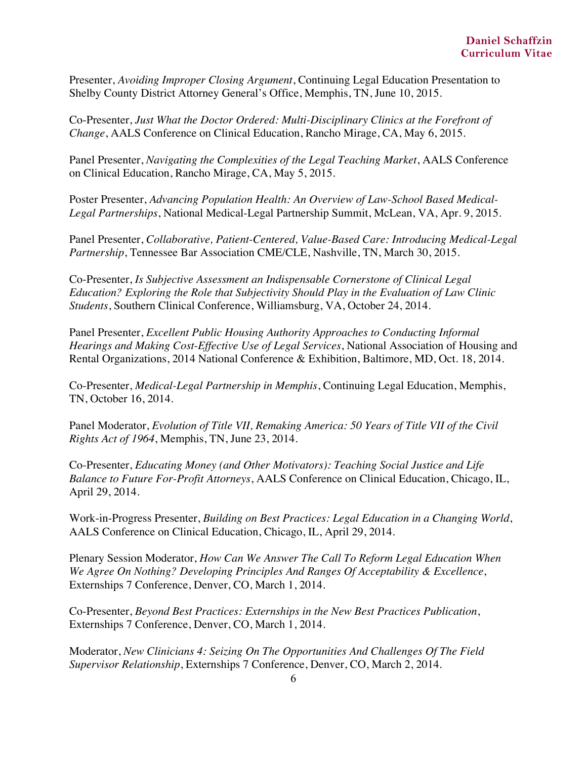Presenter, *Avoiding Improper Closing Argument*, Continuing Legal Education Presentation to Shelby County District Attorney General's Office, Memphis, TN, June 10, 2015.

Co-Presenter, *Just What the Doctor Ordered: Multi-Disciplinary Clinics at the Forefront of Change*, AALS Conference on Clinical Education, Rancho Mirage, CA, May 6, 2015.

Panel Presenter, *Navigating the Complexities of the Legal Teaching Market*, AALS Conference on Clinical Education, Rancho Mirage, CA, May 5, 2015.

Poster Presenter, *Advancing Population Health: An Overview of Law-School Based Medical-Legal Partnerships*, National Medical-Legal Partnership Summit, McLean, VA, Apr. 9, 2015.

Panel Presenter, *Collaborative, Patient-Centered, Value-Based Care: Introducing Medical-Legal Partnership*, Tennessee Bar Association CME/CLE, Nashville, TN, March 30, 2015.

Co-Presenter, *Is Subjective Assessment an Indispensable Cornerstone of Clinical Legal Education? Exploring the Role that Subjectivity Should Play in the Evaluation of Law Clinic Students*, Southern Clinical Conference, Williamsburg, VA, October 24, 2014.

Panel Presenter, *Excellent Public Housing Authority Approaches to Conducting Informal Hearings and Making Cost-Effective Use of Legal Services*, National Association of Housing and Rental Organizations, 2014 National Conference & Exhibition, Baltimore, MD, Oct. 18, 2014.

Co-Presenter, *Medical-Legal Partnership in Memphis*, Continuing Legal Education, Memphis, TN, October 16, 2014.

Panel Moderator, *Evolution of Title VII, Remaking America: 50 Years of Title VII of the Civil Rights Act of 1964*, Memphis, TN, June 23, 2014.

Co-Presenter, *Educating Money (and Other Motivators): Teaching Social Justice and Life Balance to Future For-Profit Attorneys*, AALS Conference on Clinical Education, Chicago, IL, April 29, 2014.

Work-in-Progress Presenter, *Building on Best Practices: Legal Education in a Changing World*, AALS Conference on Clinical Education, Chicago, IL, April 29, 2014.

Plenary Session Moderator, *How Can We Answer The Call To Reform Legal Education When We Agree On Nothing? Developing Principles And Ranges Of Acceptability & Excellence*, Externships 7 Conference, Denver, CO, March 1, 2014.

Co-Presenter, *Beyond Best Practices: Externships in the New Best Practices Publication*, Externships 7 Conference, Denver, CO, March 1, 2014.

Moderator, *New Clinicians 4: Seizing On The Opportunities And Challenges Of The Field Supervisor Relationship*, Externships 7 Conference, Denver, CO, March 2, 2014.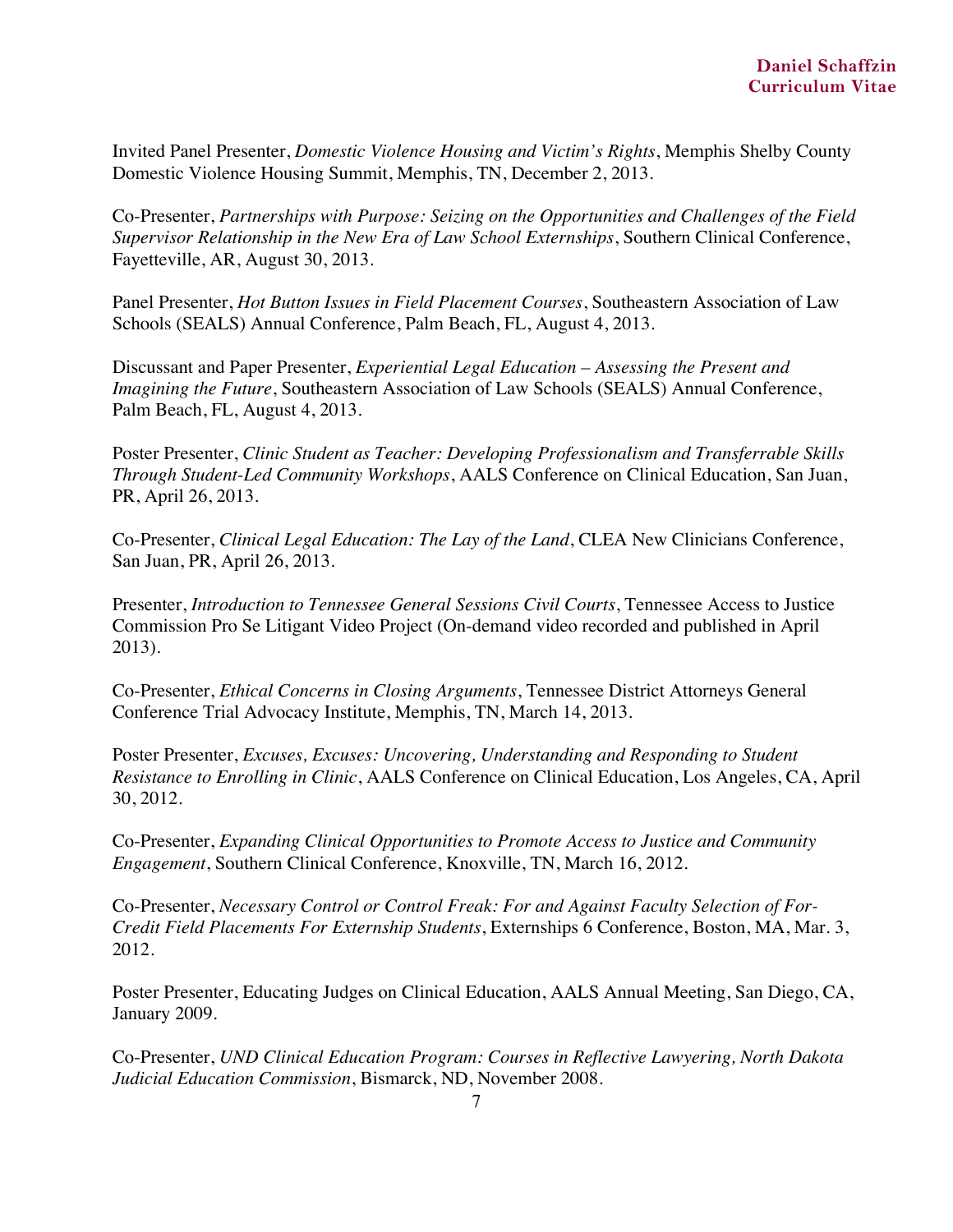Invited Panel Presenter, *Domestic Violence Housing and Victim's Rights*, Memphis Shelby County Domestic Violence Housing Summit, Memphis, TN, December 2, 2013.

Co-Presenter, *Partnerships with Purpose: Seizing on the Opportunities and Challenges of the Field Supervisor Relationship in the New Era of Law School Externships*, Southern Clinical Conference, Fayetteville, AR, August 30, 2013.

Panel Presenter, *Hot Button Issues in Field Placement Courses*, Southeastern Association of Law Schools (SEALS) Annual Conference, Palm Beach, FL, August 4, 2013.

Discussant and Paper Presenter, *Experiential Legal Education – Assessing the Present and Imagining the Future*, Southeastern Association of Law Schools (SEALS) Annual Conference, Palm Beach, FL, August 4, 2013.

Poster Presenter, *Clinic Student as Teacher: Developing Professionalism and Transferrable Skills Through Student-Led Community Workshops*, AALS Conference on Clinical Education, San Juan, PR, April 26, 2013.

Co-Presenter, *Clinical Legal Education: The Lay of the Land*, CLEA New Clinicians Conference, San Juan, PR, April 26, 2013.

Presenter, *Introduction to Tennessee General Sessions Civil Courts*, Tennessee Access to Justice Commission Pro Se Litigant Video Project (On-demand video recorded and published in April 2013).

Co-Presenter, *Ethical Concerns in Closing Arguments*, Tennessee District Attorneys General Conference Trial Advocacy Institute, Memphis, TN, March 14, 2013.

Poster Presenter, *Excuses, Excuses: Uncovering, Understanding and Responding to Student Resistance to Enrolling in Clinic*, AALS Conference on Clinical Education, Los Angeles, CA, April 30, 2012.

Co-Presenter, *Expanding Clinical Opportunities to Promote Access to Justice and Community Engagement*, Southern Clinical Conference, Knoxville, TN, March 16, 2012.

Co-Presenter, *Necessary Control or Control Freak: For and Against Faculty Selection of For-Credit Field Placements For Externship Students*, Externships 6 Conference, Boston, MA, Mar. 3, 2012.

Poster Presenter, Educating Judges on Clinical Education, AALS Annual Meeting, San Diego, CA, January 2009.

Co-Presenter, *UND Clinical Education Program: Courses in Reflective Lawyering, North Dakota Judicial Education Commission*, Bismarck, ND, November 2008.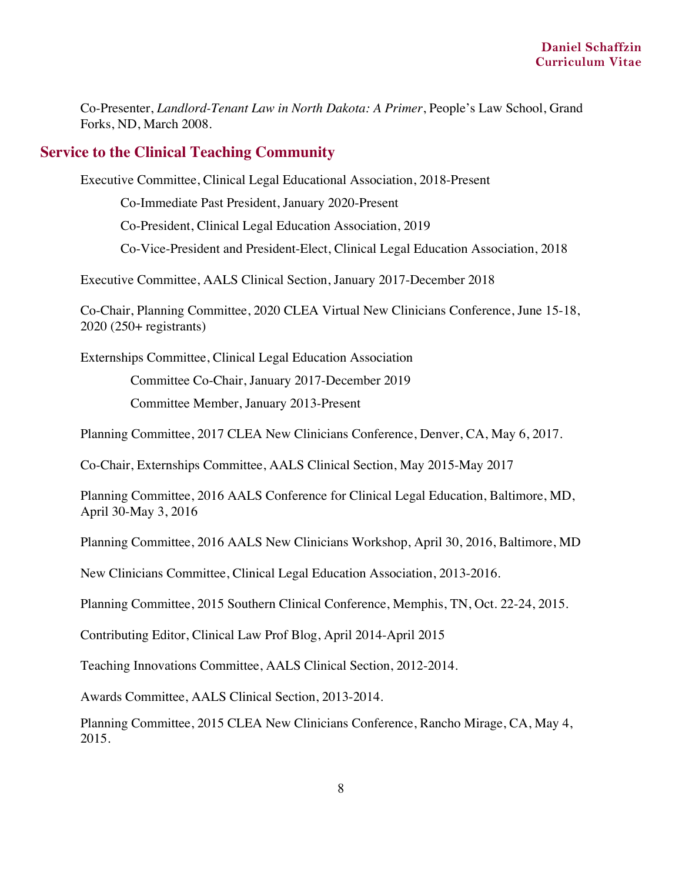Co-Presenter, *Landlord-Tenant Law in North Dakota: A Primer*, People's Law School, Grand Forks, ND, March 2008.

## Service to the Clinical Teaching Community

Executive Committee, Clinical Legal Educational Association, 2018-Present

- Co-Immediate Past President, January 2020-Present
- Co-President, Clinical Legal Education Association, 2019
- Co-Vice-President and President-Elect, Clinical Legal Education Association, 2018

Executive Committee, AALS Clinical Section, January 2017-December 2018

Co-Chair, Planning Committee, 2020 CLEA Virtual New Clinicians Conference, June 15-18, 2020 (250+ registrants)

Externships Committee, Clinical Legal Education Association

- Committee Co-Chair, January 2017-December 2019
- Committee Member, January 2013-Present

Planning Committee, 2017 CLEA New Clinicians Conference, Denver, CA, May 6, 2017.

Co-Chair, Externships Committee, AALS Clinical Section, May 2015-May 2017

Planning Committee, 2016 AALS Conference for Clinical Legal Education, Baltimore, MD, April 30-May 3, 2016

Planning Committee, 2016 AALS New Clinicians Workshop, April 30, 2016, Baltimore, MD

New Clinicians Committee, Clinical Legal Education Association, 2013-2016.

Planning Committee, 2015 Southern Clinical Conference, Memphis, TN, Oct. 22-24, 2015.

Contributing Editor, Clinical Law Prof Blog, April 2014-April 2015

Teaching Innovations Committee, AALS Clinical Section, 2012-2014.

Awards Committee, AALS Clinical Section, 2013-2014.

Planning Committee, 2015 CLEA New Clinicians Conference, Rancho Mirage, CA, May 4, 2015.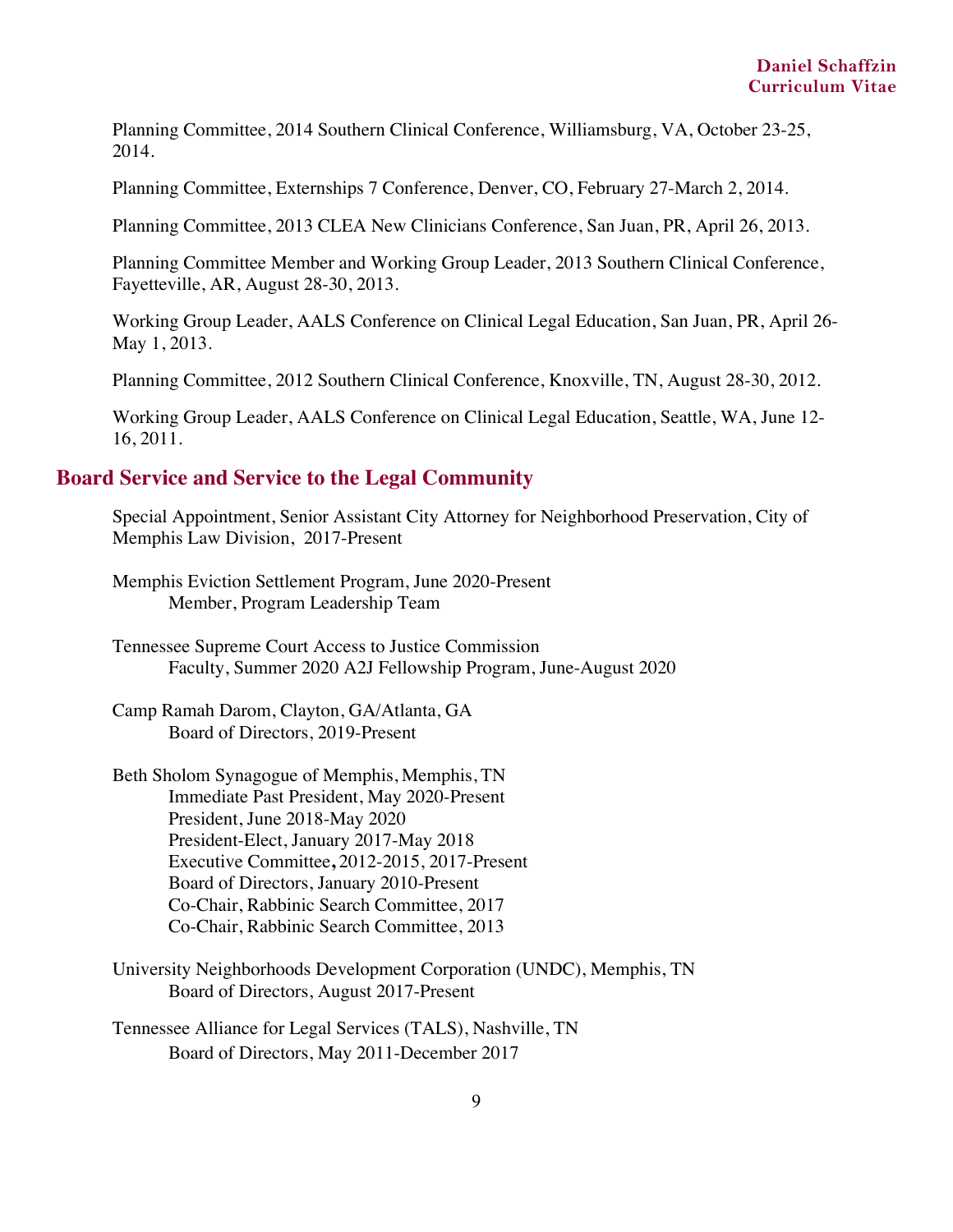Planning Committee, 2014 Southern Clinical Conference, Williamsburg, VA, October 23-25, 2014.

Planning Committee, Externships 7 Conference, Denver, CO, February 27-March 2, 2014.

Planning Committee, 2013 CLEA New Clinicians Conference, San Juan, PR, April 26, 2013.

Planning Committee Member and Working Group Leader, 2013 Southern Clinical Conference, Fayetteville, AR, August 28-30, 2013.

Working Group Leader, AALS Conference on Clinical Legal Education, San Juan, PR, April 26-May 1, 2013.

Planning Committee, 2012 Southern Clinical Conference, Knoxville, TN, August 28-30, 2012.

Working Group Leader, AALS Conference on Clinical Legal Education, Seattle, WA, June 12-16, 2011.

## Board Service and Service to the Legal Community

Special Appointment, Senior Assistant City Attorney for Neighborhood Preservation, City of Memphis Law Division, 2017-Present

Memphis Eviction Settlement Program, June 2020-Present
Member, Program Leadership Team

Tennessee Supreme Court Access to Justice Commission
Faculty, Summer 2020 A2J Fellowship Program, June-August 2020

Camp Ramah Darom, Clayton, GA/Atlanta, GA
Board of Directors, 2019-Present

Beth Sholom Synagogue of Memphis, Memphis, TN
Immediate Past President, May 2020-Present
President, June 2018-May 2020
President-Elect, January 2017-May 2018
Executive Committee, 2012-2015, 2017-Present
Board of Directors, January 2010-Present
Co-Chair, Rabbinic Search Committee, 2017
Co-Chair, Rabbinic Search Committee, 2013

University Neighborhoods Development Corporation (UNDC), Memphis, TN
Board of Directors, August 2017-Present

Tennessee Alliance for Legal Services (TALS), Nashville, TN
Board of Directors, May 2011-December 2017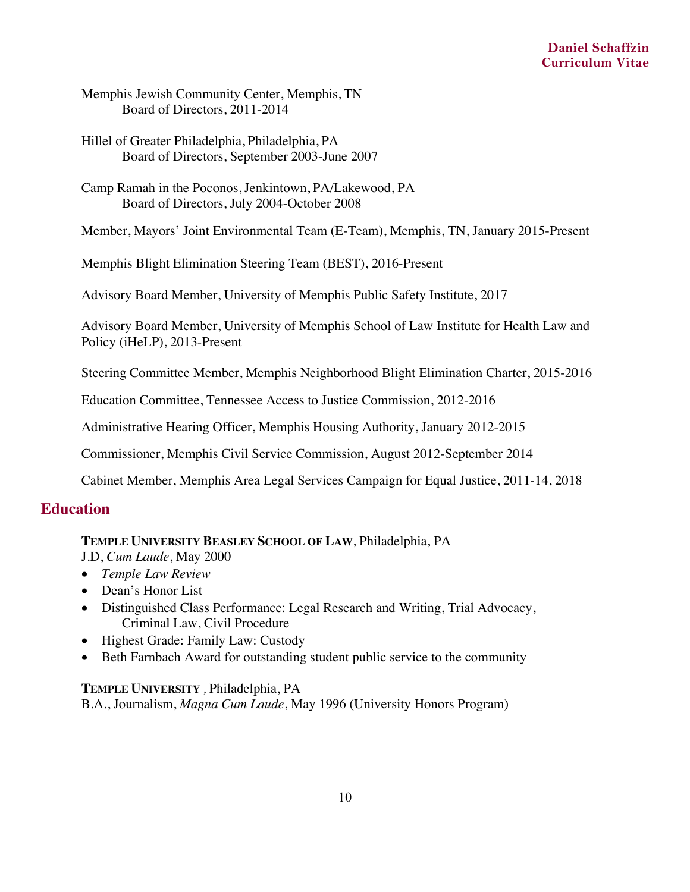Memphis Jewish Community Center, Memphis, TN
Board of Directors, 2011-2014

Hillel of Greater Philadelphia, Philadelphia, PA
Board of Directors, September 2003-June 2007

Camp Ramah in the Poconos, Jenkintown, PA/Lakewood, PA
Board of Directors, July 2004-October 2008

Member, Mayors' Joint Environmental Team (E-Team), Memphis, TN, January 2015-Present

Memphis Blight Elimination Steering Team (BEST), 2016-Present

Advisory Board Member, University of Memphis Public Safety Institute, 2017

Advisory Board Member, University of Memphis School of Law Institute for Health Law and Policy (iHeLP), 2013-Present

Steering Committee Member, Memphis Neighborhood Blight Elimination Charter, 2015-2016

Education Committee, Tennessee Access to Justice Commission, 2012-2016

Administrative Hearing Officer, Memphis Housing Authority, January 2012-2015

Commissioner, Memphis Civil Service Commission, August 2012-September 2014

Cabinet Member, Memphis Area Legal Services Campaign for Equal Justice, 2011-14, 2018

## Education

**TEMPLE UNIVERSITY BEASLEY SCHOOL OF LAW**, Philadelphia, PA
J.D, *Cum Laude*, May 2000

- *Temple Law Review*
- Dean's Honor List
- Distinguished Class Performance: Legal Research and Writing, Trial Advocacy, Criminal Law, Civil Procedure
- Highest Grade: Family Law: Custody
- Beth Farnbach Award for outstanding student public service to the community

**TEMPLE UNIVERSITY** , Philadelphia, PA
B.A., Journalism, *Magna Cum Laude*, May 1996 (University Honors Program)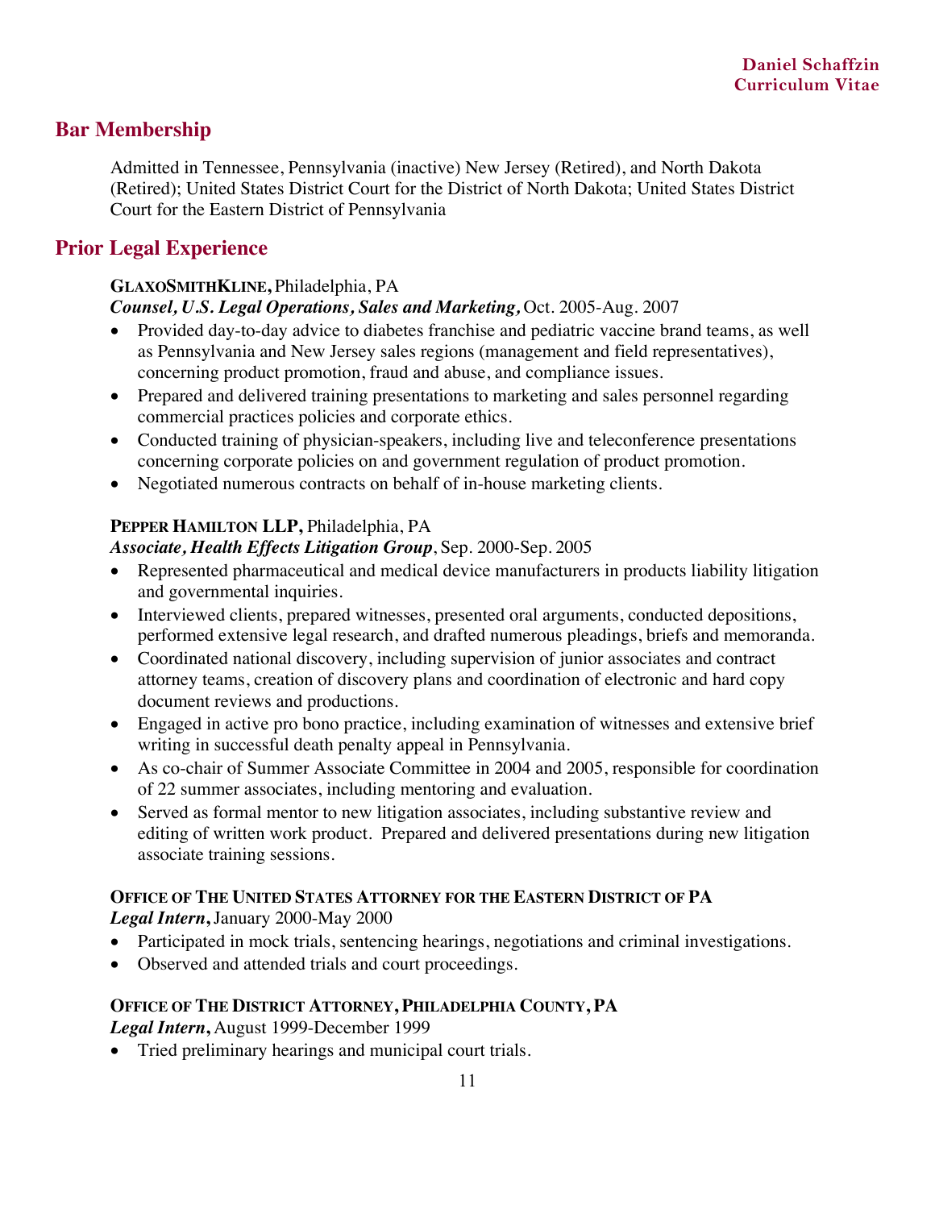## Bar Membership

Admitted in Tennessee, Pennsylvania (inactive) New Jersey (Retired), and North Dakota (Retired); United States District Court for the District of North Dakota; United States District Court for the Eastern District of Pennsylvania

## Prior Legal Experience

**GLAXOSMITHKLINE,** Philadelphia, PA
***Counsel, U.S. Legal Operations, Sales and Marketing,*** Oct. 2005-Aug. 2007

- Provided day-to-day advice to diabetes franchise and pediatric vaccine brand teams, as well as Pennsylvania and New Jersey sales regions (management and field representatives), concerning product promotion, fraud and abuse, and compliance issues.
- Prepared and delivered training presentations to marketing and sales personnel regarding commercial practices policies and corporate ethics.
- Conducted training of physician-speakers, including live and teleconference presentations concerning corporate policies on and government regulation of product promotion.
- Negotiated numerous contracts on behalf of in-house marketing clients.

**PEPPER HAMILTON LLP,** Philadelphia, PA
***Associate, Health Effects Litigation Group***, Sep. 2000-Sep. 2005

- Represented pharmaceutical and medical device manufacturers in products liability litigation and governmental inquiries.
- Interviewed clients, prepared witnesses, presented oral arguments, conducted depositions, performed extensive legal research, and drafted numerous pleadings, briefs and memoranda.
- Coordinated national discovery, including supervision of junior associates and contract attorney teams, creation of discovery plans and coordination of electronic and hard copy document reviews and productions.
- Engaged in active pro bono practice, including examination of witnesses and extensive brief writing in successful death penalty appeal in Pennsylvania.
- As co-chair of Summer Associate Committee in 2004 and 2005, responsible for coordination of 22 summer associates, including mentoring and evaluation.
- Served as formal mentor to new litigation associates, including substantive review and editing of written work product. Prepared and delivered presentations during new litigation associate training sessions.

**OFFICE OF THE UNITED STATES ATTORNEY FOR THE EASTERN DISTRICT OF PA**
***Legal Intern,*** January 2000-May 2000

- Participated in mock trials, sentencing hearings, negotiations and criminal investigations.
- Observed and attended trials and court proceedings.

**OFFICE OF THE DISTRICT ATTORNEY, PHILADELPHIA COUNTY, PA**
***Legal Intern,*** August 1999-December 1999

- Tried preliminary hearings and municipal court trials.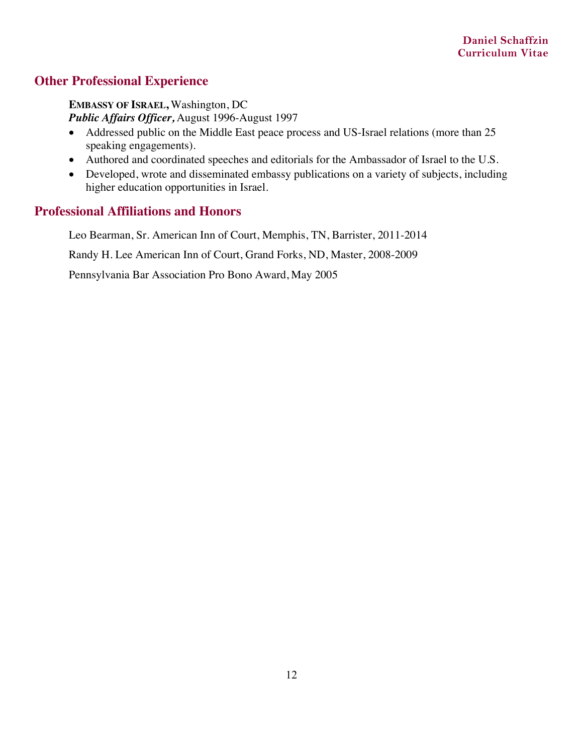## Other Professional Experience

**EMBASSY OF ISRAEL,** Washington, DC
***Public Affairs Officer,*** August 1996-August 1997

- Addressed public on the Middle East peace process and US-Israel relations (more than 25 speaking engagements).
- Authored and coordinated speeches and editorials for the Ambassador of Israel to the U.S.
- Developed, wrote and disseminated embassy publications on a variety of subjects, including higher education opportunities in Israel.

## Professional Affiliations and Honors

Leo Bearman, Sr. American Inn of Court, Memphis, TN, Barrister, 2011-2014

Randy H. Lee American Inn of Court, Grand Forks, ND, Master, 2008-2009

Pennsylvania Bar Association Pro Bono Award, May 2005